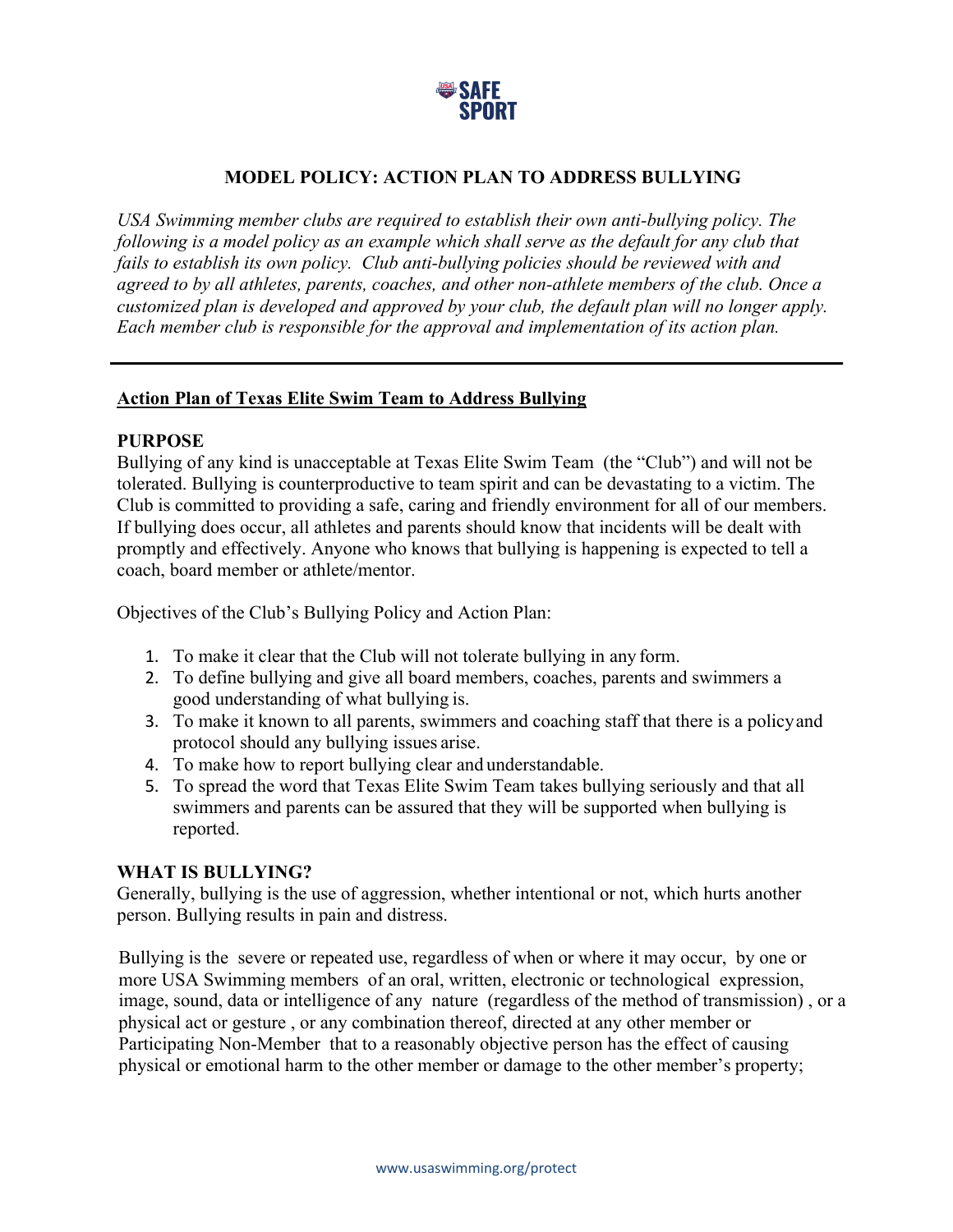SAFE SPORT

# MODEL POLICY: ACTION PLAN TO ADDRESS BULLYING

*USA Swimming member clubs are required to establish their own anti-bullying policy. The following is a model policy as an example which shall serve as the default for any club that fails to establish its own policy. Club anti-bullying policies should be reviewed with and agreed to by all athletes, parents, coaches, and other non-athlete members of the club. Once a customized plan is developed and approved by your club, the default plan will no longer apply. Each member club is responsible for the approval and implementation of its action plan.*

---

## Action Plan of Texas Elite Swim Team to Address Bullying

### PURPOSE

Bullying of any kind is unacceptable at Texas Elite Swim Team (the "Club") and will not be tolerated. Bullying is counterproductive to team spirit and can be devastating to a victim. The Club is committed to providing a safe, caring and friendly environment for all of our members. If bullying does occur, all athletes and parents should know that incidents will be dealt with promptly and effectively. Anyone who knows that bullying is happening is expected to tell a coach, board member or athlete/mentor.

Objectives of the Club's Bullying Policy and Action Plan:

1. To make it clear that the Club will not tolerate bullying in any form.
2. To define bullying and give all board members, coaches, parents and swimmers a good understanding of what bullying is.
3. To make it known to all parents, swimmers and coaching staff that there is a policy and protocol should any bullying issues arise.
4. To make how to report bullying clear and understandable.
5. To spread the word that Texas Elite Swim Team takes bullying seriously and that all swimmers and parents can be assured that they will be supported when bullying is reported.

### WHAT IS BULLYING?

Generally, bullying is the use of aggression, whether intentional or not, which hurts another person. Bullying results in pain and distress.

Bullying is the severe or repeated use, regardless of when or where it may occur, by one or more USA Swimming members of an oral, written, electronic or technological expression, image, sound, data or intelligence of any nature (regardless of the method of transmission), or a physical act or gesture, or any combination thereof, directed at any other member or Participating Non-Member that to a reasonably objective person has the effect of causing physical or emotional harm to the other member or damage to the other member's property;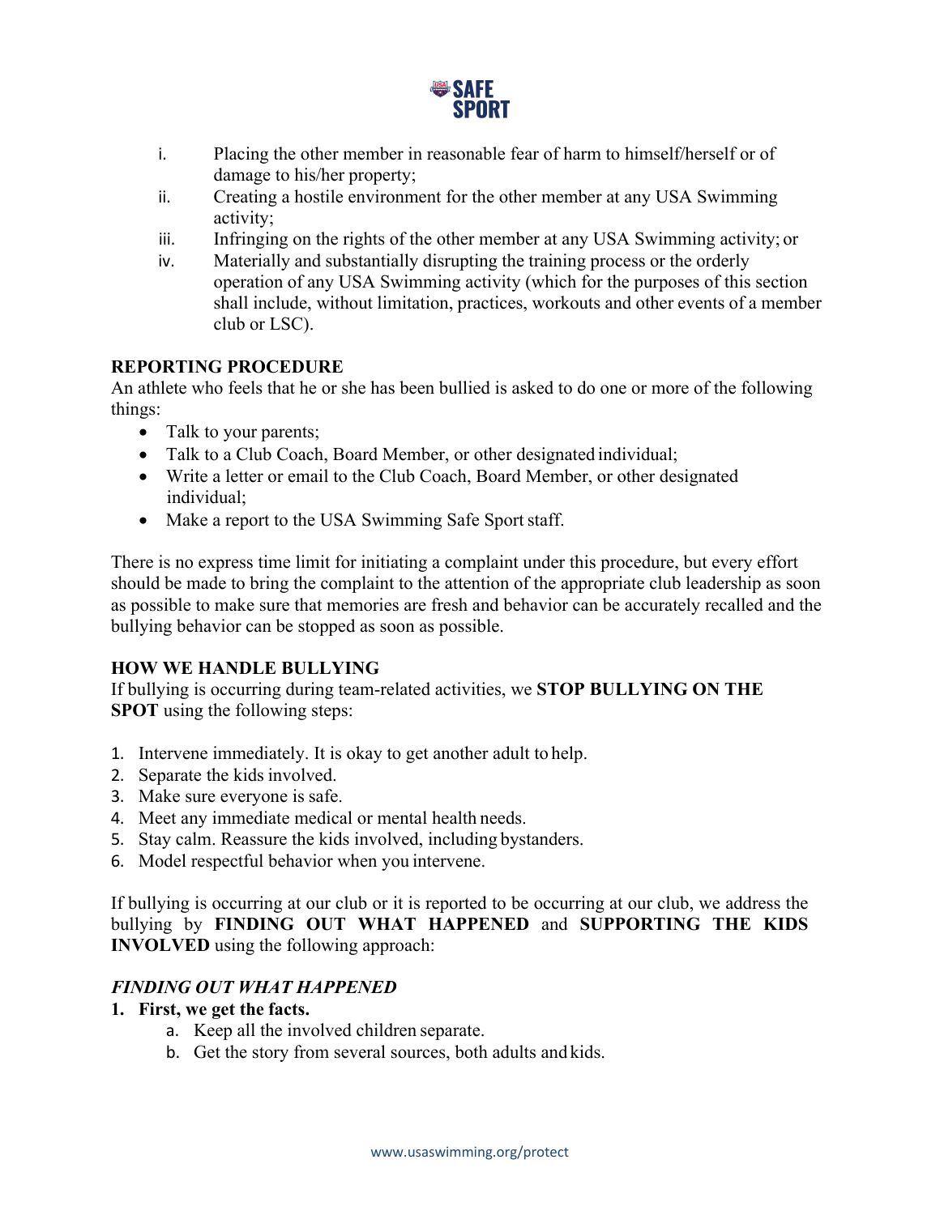i. Placing the other member in reasonable fear of harm to himself/herself or of damage to his/her property;
ii. Creating a hostile environment for the other member at any USA Swimming activity;
iii. Infringing on the rights of the other member at any USA Swimming activity; or
iv. Materially and substantially disrupting the training process or the orderly operation of any USA Swimming activity (which for the purposes of this section shall include, without limitation, practices, workouts and other events of a member club or LSC).

**REPORTING PROCEDURE**

An athlete who feels that he or she has been bullied is asked to do one or more of the following things:

- Talk to your parents;
- Talk to a Club Coach, Board Member, or other designated individual;
- Write a letter or email to the Club Coach, Board Member, or other designated individual;
- Make a report to the USA Swimming Safe Sport staff.

There is no express time limit for initiating a complaint under this procedure, but every effort should be made to bring the complaint to the attention of the appropriate club leadership as soon as possible to make sure that memories are fresh and behavior can be accurately recalled and the bullying behavior can be stopped as soon as possible.

**HOW WE HANDLE BULLYING**

If bullying is occurring during team-related activities, we **STOP BULLYING ON THE SPOT** using the following steps:

1. Intervene immediately. It is okay to get another adult to help.
2. Separate the kids involved.
3. Make sure everyone is safe.
4. Meet any immediate medical or mental health needs.
5. Stay calm. Reassure the kids involved, including bystanders.
6. Model respectful behavior when you intervene.

If bullying is occurring at our club or it is reported to be occurring at our club, we address the bullying by **FINDING OUT WHAT HAPPENED** and **SUPPORTING THE KIDS INVOLVED** using the following approach:

***FINDING OUT WHAT HAPPENED***

1. **First, we get the facts.**
    a. Keep all the involved children separate.
    b. Get the story from several sources, both adults and kids.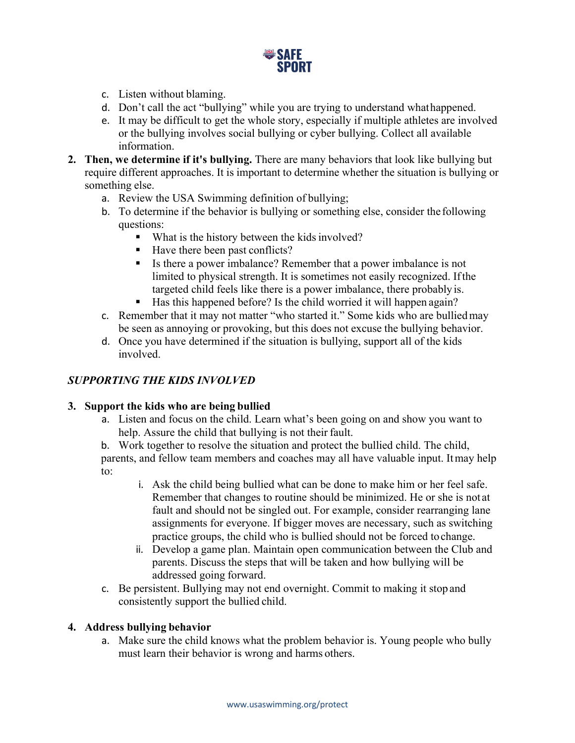c. Listen without blaming.
   d. Don't call the act "bullying" while you are trying to understand what happened.
   e. It may be difficult to get the whole story, especially if multiple athletes are involved or the bullying involves social bullying or cyber bullying. Collect all available information.

2. **Then, we determine if it's bullying.** There are many behaviors that look like bullying but require different approaches. It is important to determine whether the situation is bullying or something else.
   a. Review the USA Swimming definition of bullying;
   b. To determine if the behavior is bullying or something else, consider the following questions:
      - What is the history between the kids involved?
      - Have there been past conflicts?
      - Is there a power imbalance? Remember that a power imbalance is not limited to physical strength. It is sometimes not easily recognized. If the targeted child feels like there is a power imbalance, there probably is.
      - Has this happened before? Is the child worried it will happen again?
   c. Remember that it may not matter "who started it." Some kids who are bullied may be seen as annoying or provoking, but this does not excuse the bullying behavior.
   d. Once you have determined if the situation is bullying, support all of the kids involved.

***SUPPORTING THE KIDS INVOLVED***

3. **Support the kids who are being bullied**
   a. Listen and focus on the child. Learn what's been going on and show you want to help. Assure the child that bullying is not their fault.
   b. Work together to resolve the situation and protect the bullied child. The child, parents, and fellow team members and coaches may all have valuable input. It may help to:
      i. Ask the child being bullied what can be done to make him or her feel safe. Remember that changes to routine should be minimized. He or she is not at fault and should not be singled out. For example, consider rearranging lane assignments for everyone. If bigger moves are necessary, such as switching practice groups, the child who is bullied should not be forced to change.
      ii. Develop a game plan. Maintain open communication between the Club and parents. Discuss the steps that will be taken and how bullying will be addressed going forward.
   c. Be persistent. Bullying may not end overnight. Commit to making it stop and consistently support the bullied child.

4. **Address bullying behavior**
   a. Make sure the child knows what the problem behavior is. Young people who bully must learn their behavior is wrong and harms others.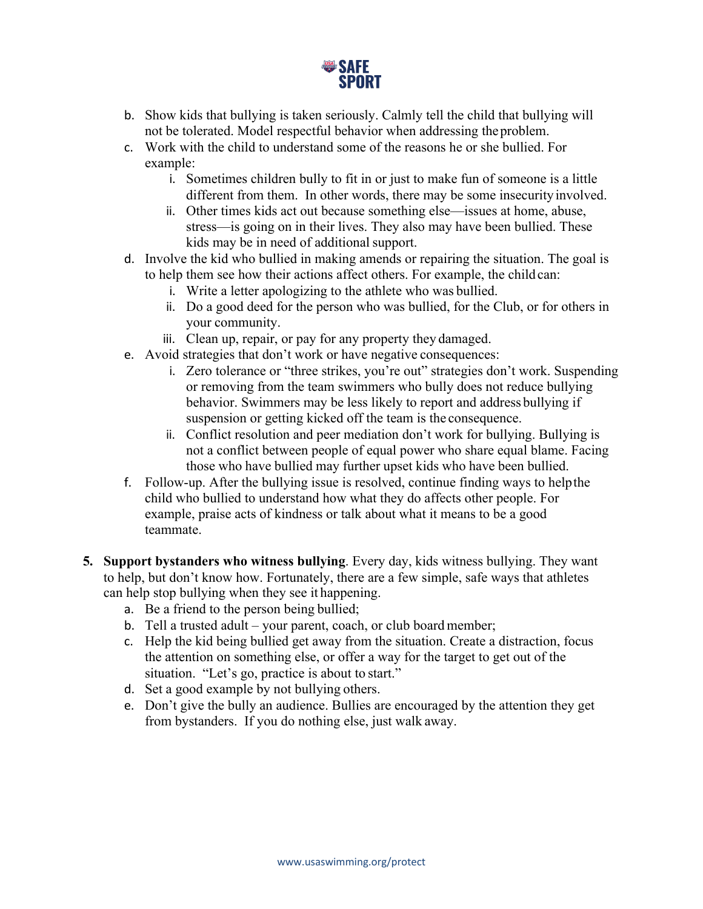b. Show kids that bullying is taken seriously. Calmly tell the child that bullying will not be tolerated. Model respectful behavior when addressing the problem.

c. Work with the child to understand some of the reasons he or she bullied. For example:

    i. Sometimes children bully to fit in or just to make fun of someone is a little different from them. In other words, there may be some insecurity involved.

    ii. Other times kids act out because something else—issues at home, abuse, stress—is going on in their lives. They also may have been bullied. These kids may be in need of additional support.

d. Involve the kid who bullied in making amends or repairing the situation. The goal is to help them see how their actions affect others. For example, the child can:

    i. Write a letter apologizing to the athlete who was bullied.

    ii. Do a good deed for the person who was bullied, for the Club, or for others in your community.

    iii. Clean up, repair, or pay for any property they damaged.

e. Avoid strategies that don't work or have negative consequences:

    i. Zero tolerance or "three strikes, you're out" strategies don't work. Suspending or removing from the team swimmers who bully does not reduce bullying behavior. Swimmers may be less likely to report and address bullying if suspension or getting kicked off the team is the consequence.

    ii. Conflict resolution and peer mediation don't work for bullying. Bullying is not a conflict between people of equal power who share equal blame. Facing those who have bullied may further upset kids who have been bullied.

f. Follow-up. After the bullying issue is resolved, continue finding ways to help the child who bullied to understand how what they do affects other people. For example, praise acts of kindness or talk about what it means to be a good teammate.

5. **Support bystanders who witness bullying**. Every day, kids witness bullying. They want to help, but don't know how. Fortunately, there are a few simple, safe ways that athletes can help stop bullying when they see it happening.

    a. Be a friend to the person being bullied;

    b. Tell a trusted adult – your parent, coach, or club board member;

    c. Help the kid being bullied get away from the situation. Create a distraction, focus the attention on something else, or offer a way for the target to get out of the situation. "Let's go, practice is about to start."

    d. Set a good example by not bullying others.

    e. Don't give the bully an audience. Bullies are encouraged by the attention they get from bystanders. If you do nothing else, just walk away.